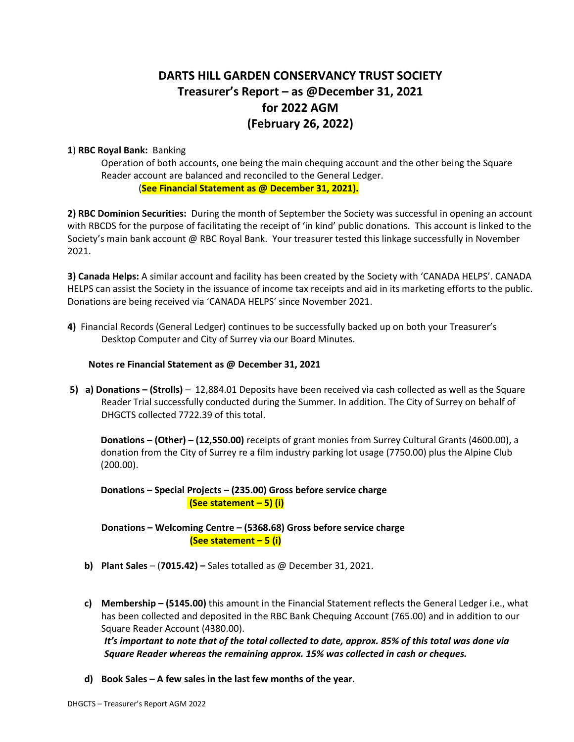# DARTS HILL GARDEN CONSERVANCY TRUST SOCIETY
## Treasurer's Report – as @December 31, 2021
## for 2022 AGM
## (February 26, 2022)

**1**) **RBC Royal Bank:** Banking

Operation of both accounts, one being the main chequing account and the other being the Square Reader account are balanced and reconciled to the General Ledger.

(**See Financial Statement as @ December 31, 2021).**

**2) RBC Dominion Securities:** During the month of September the Society was successful in opening an account with RBCDS for the purpose of facilitating the receipt of 'in kind' public donations. This account is linked to the Society's main bank account @ RBC Royal Bank. Your treasurer tested this linkage successfully in November 2021.

**3) Canada Helps:** A similar account and facility has been created by the Society with 'CANADA HELPS'. CANADA HELPS can assist the Society in the issuance of income tax receipts and aid in its marketing efforts to the public. Donations are being received via 'CANADA HELPS' since November 2021.

**4)** Financial Records (General Ledger) continues to be successfully backed up on both your Treasurer's Desktop Computer and City of Surrey via our Board Minutes.

**Notes re Financial Statement as @ December 31, 2021**

**5) a) Donations – (Strolls)** – 12,884.01 Deposits have been received via cash collected as well as the Square Reader Trial successfully conducted during the Summer. In addition. The City of Surrey on behalf of DHGCTS collected 7722.39 of this total.

**Donations – (Other) – (12,550.00)** receipts of grant monies from Surrey Cultural Grants (4600.00), a donation from the City of Surrey re a film industry parking lot usage (7750.00) plus the Alpine Club (200.00).

**Donations – Special Projects – (235.00) Gross before service charge**
**(See statement – 5) (i)**

**Donations – Welcoming Centre – (5368.68) Gross before service charge**
**(See statement – 5 (i)**

**b) Plant Sales** – (**7015.42) –** Sales totalled as @ December 31, 2021.

**c) Membership – (5145.00)** this amount in the Financial Statement reflects the General Ledger i.e., what has been collected and deposited in the RBC Bank Chequing Account (765.00) and in addition to our Square Reader Account (4380.00).
***It's important to note that of the total collected to date, approx. 85% of this total was done via Square Reader whereas the remaining approx. 15% was collected in cash or cheques.***

**d) Book Sales – A few sales in the last few months of the year.**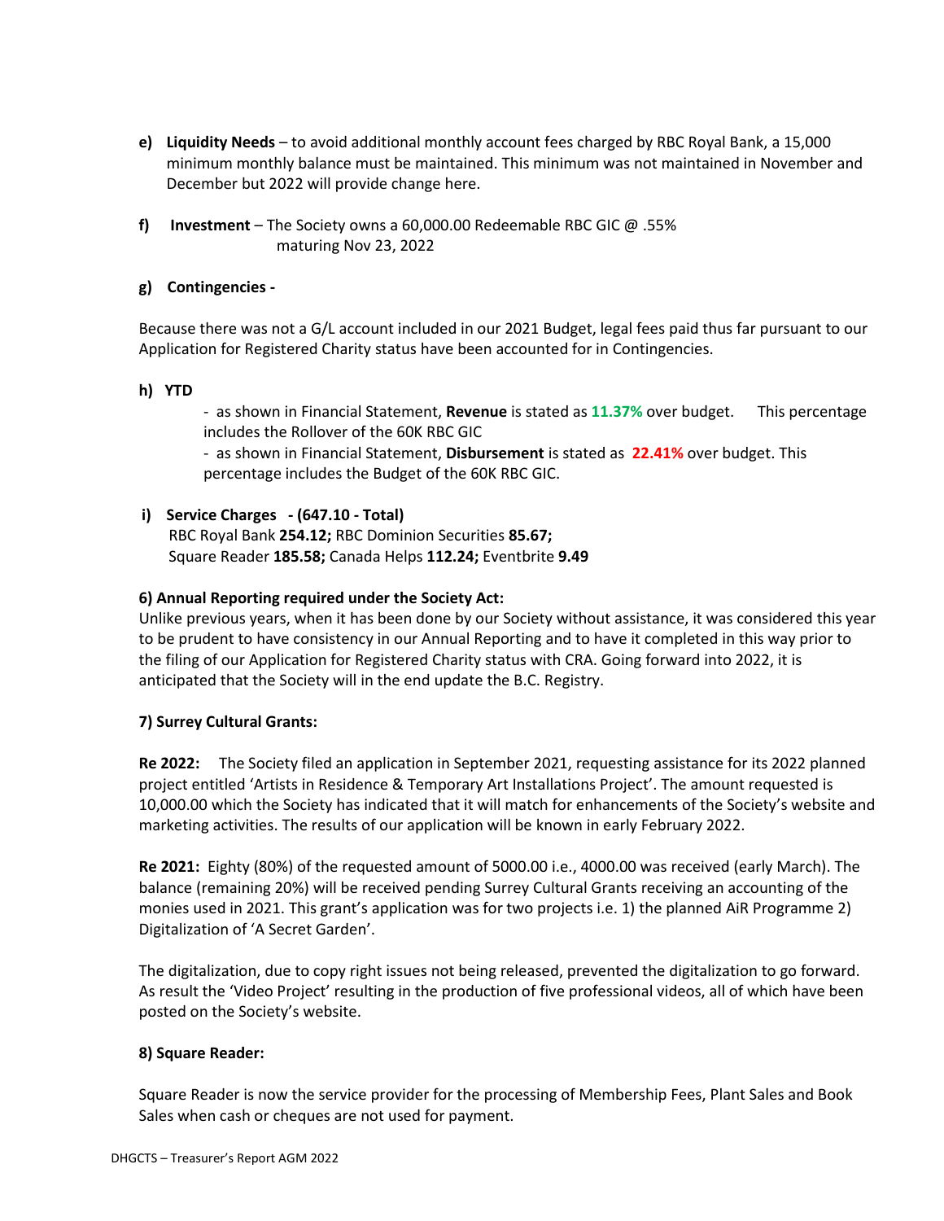**e) Liquidity Needs** – to avoid additional monthly account fees charged by RBC Royal Bank, a 15,000 minimum monthly balance must be maintained. This minimum was not maintained in November and December but 2022 will provide change here.

**f) Investment** – The Society owns a 60,000.00 Redeemable RBC GIC @ .55% maturing Nov 23, 2022

**g) Contingencies -**

Because there was not a G/L account included in our 2021 Budget, legal fees paid thus far pursuant to our Application for Registered Charity status have been accounted for in Contingencies.

**h) YTD**

- as shown in Financial Statement, **Revenue** is stated as **11.37%** over budget. This percentage includes the Rollover of the 60K RBC GIC
- as shown in Financial Statement, **Disbursement** is stated as **22.41%** over budget. This percentage includes the Budget of the 60K RBC GIC.

**i) Service Charges - (647.10 - Total)**
RBC Royal Bank **254.12;** RBC Dominion Securities **85.67;**
Square Reader **185.58;** Canada Helps **112.24;** Eventbrite **9.49**

**6) Annual Reporting required under the Society Act:**
Unlike previous years, when it has been done by our Society without assistance, it was considered this year to be prudent to have consistency in our Annual Reporting and to have it completed in this way prior to the filing of our Application for Registered Charity status with CRA. Going forward into 2022, it is anticipated that the Society will in the end update the B.C. Registry.

**7) Surrey Cultural Grants:**

**Re 2022:** The Society filed an application in September 2021, requesting assistance for its 2022 planned project entitled 'Artists in Residence & Temporary Art Installations Project'. The amount requested is 10,000.00 which the Society has indicated that it will match for enhancements of the Society's website and marketing activities. The results of our application will be known in early February 2022.

**Re 2021:** Eighty (80%) of the requested amount of 5000.00 i.e., 4000.00 was received (early March). The balance (remaining 20%) will be received pending Surrey Cultural Grants receiving an accounting of the monies used in 2021. This grant's application was for two projects i.e. 1) the planned AiR Programme 2) Digitalization of 'A Secret Garden'.

The digitalization, due to copy right issues not being released, prevented the digitalization to go forward. As result the 'Video Project' resulting in the production of five professional videos, all of which have been posted on the Society's website.

**8) Square Reader:**

Square Reader is now the service provider for the processing of Membership Fees, Plant Sales and Book Sales when cash or cheques are not used for payment.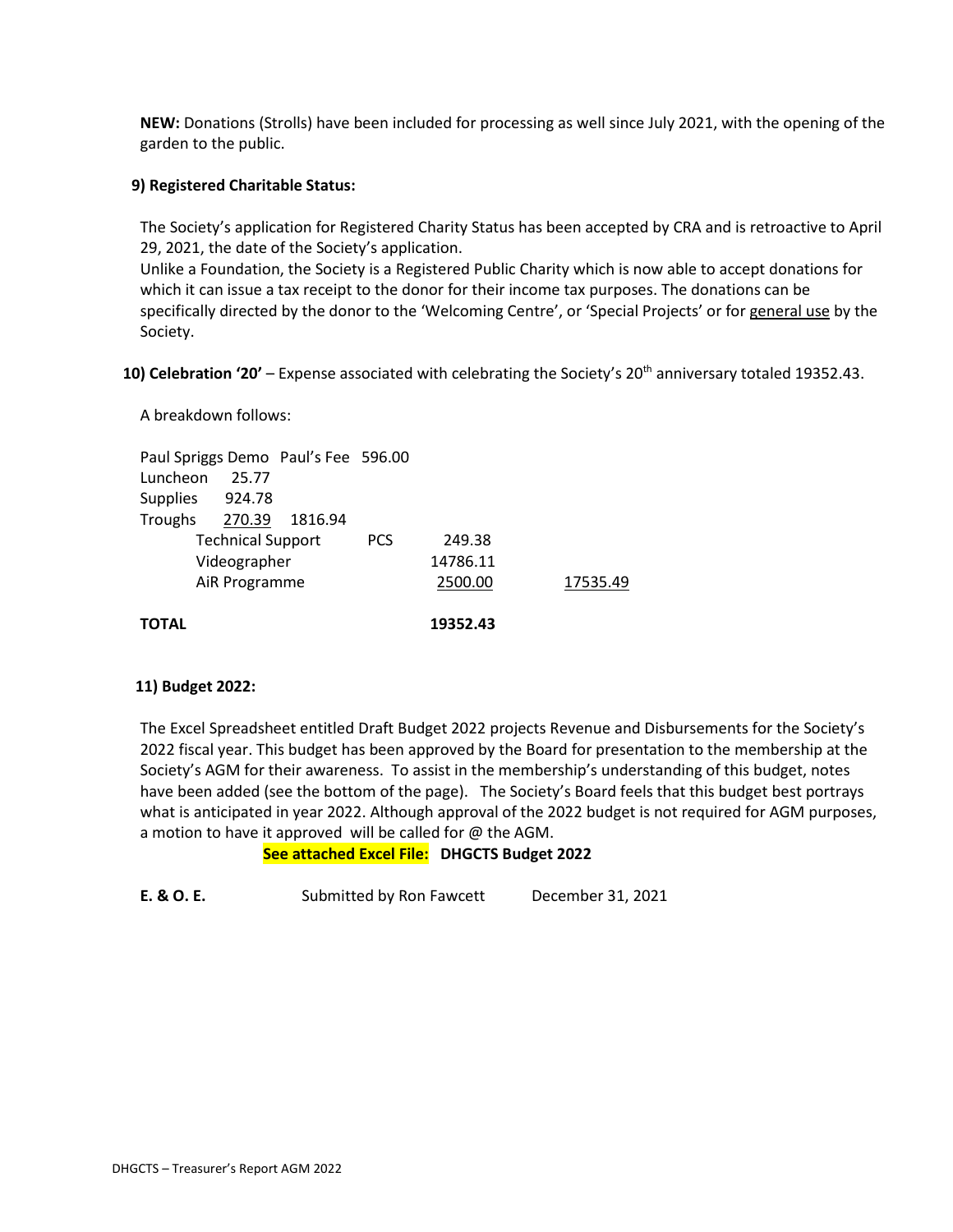**NEW:** Donations (Strolls) have been included for processing as well since July 2021, with the opening of the garden to the public.

**9) Registered Charitable Status:**

The Society's application for Registered Charity Status has been accepted by CRA and is retroactive to April 29, 2021, the date of the Society's application.
Unlike a Foundation, the Society is a Registered Public Charity which is now able to accept donations for which it can issue a tax receipt to the donor for their income tax purposes. The donations can be specifically directed by the donor to the 'Welcoming Centre', or 'Special Projects' or for general use by the Society.

**10) Celebration '20'** – Expense associated with celebrating the Society's 20th anniversary totaled 19352.43.

A breakdown follows:

| | | | | |
|---|---|---|---|---|
| Paul Spriggs Demo Paul's Fee 596.00 | | | | |
| Luncheon 25.77 | | | | |
| Supplies 924.78 | | | | |
| Troughs 270.39 | 1816.94 | | | |
| Technical Support | | PCS | 249.38 | |
| Videographer | | | 14786.11 | |
| AiR Programme | | | 2500.00 | 17535.49 |
| **TOTAL** | | | **19352.43** | |

**11) Budget 2022:**

The Excel Spreadsheet entitled Draft Budget 2022 projects Revenue and Disbursements for the Society's 2022 fiscal year. This budget has been approved by the Board for presentation to the membership at the Society's AGM for their awareness. To assist in the membership's understanding of this budget, notes have been added (see the bottom of the page). The Society's Board feels that this budget best portrays what is anticipated in year 2022. Although approval of the 2022 budget is not required for AGM purposes, a motion to have it approved will be called for @ the AGM.

**See attached Excel File: DHGCTS Budget 2022**

**E. & O. E.** Submitted by Ron Fawcett December 31, 2021